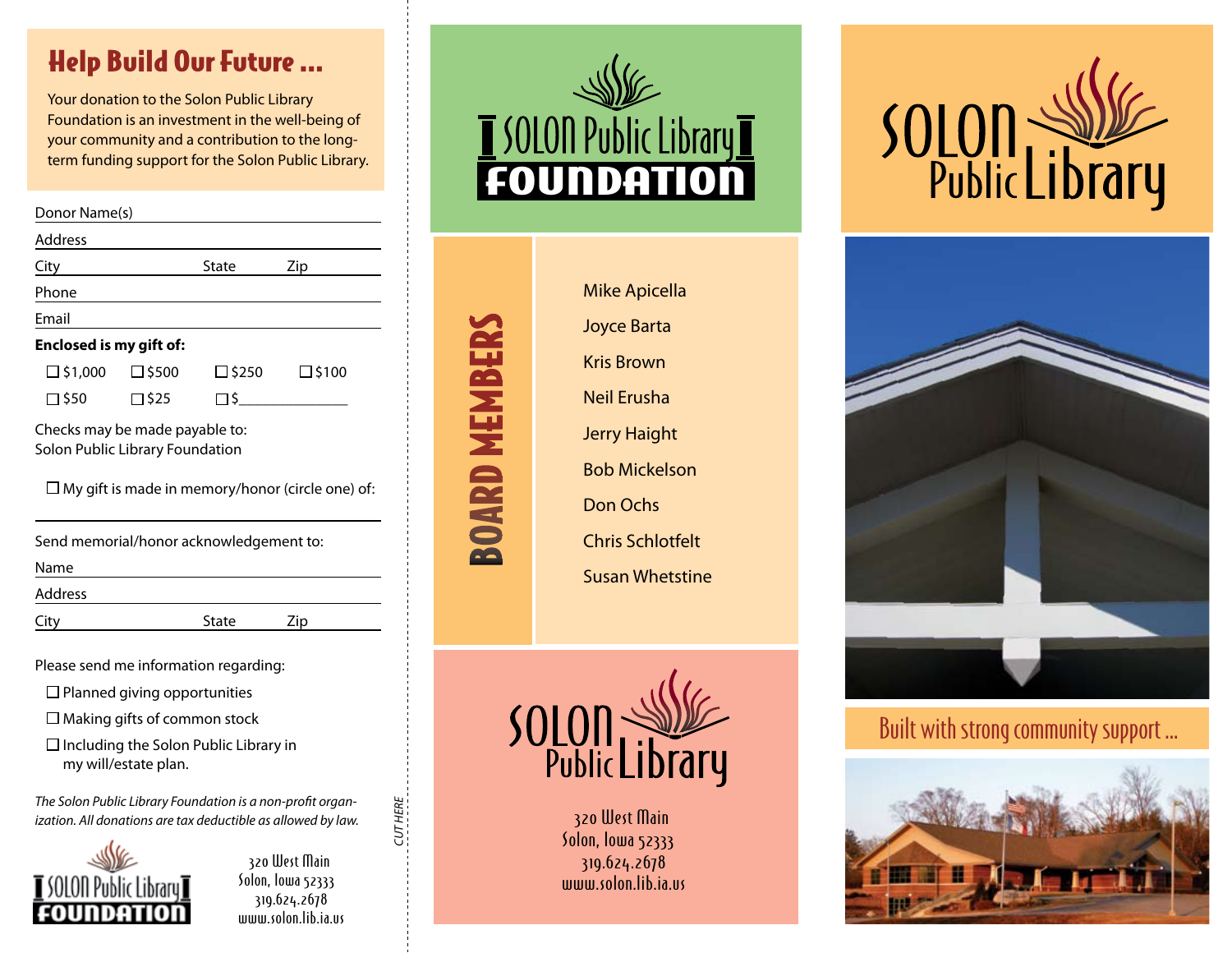## Help Build Our Future ...

Your donation to the Solon Public Library Foundation is an investment in the well-being of your community and a contribution to the long-term funding support for the Solon Public Library.

Donor Name(s) \_\_\_\_\_\_\_\_\_\_\_\_\_\_\_\_\_\_\_\_

Address \_\_\_\_\_\_\_\_\_\_\_\_\_\_\_\_\_\_\_\_

City \_\_\_\_\_\_\_\_\_\_ State \_\_\_\_\_ Zip \_\_\_\_\_

Phone \_\_\_\_\_\_\_\_\_\_\_\_\_\_\_\_\_\_\_\_

Email \_\_\_\_\_\_\_\_\_\_\_\_\_\_\_\_\_\_\_\_

**Enclosed is my gift of:**

☐ $1,000 ☐ $500 ☐ $250 ☐ $100

☐ $50 ☐ $25 ☐ $\_\_\_\_\_\_\_\_\_\_

Checks may be made payable to:
Solon Public Library Foundation

☐ My gift is made in memory/honor (circle one) of:

\_\_\_\_\_\_\_\_\_\_\_\_\_\_\_\_\_\_\_\_

Send memorial/honor acknowledgement to:

Name \_\_\_\_\_\_\_\_\_\_\_\_\_\_\_\_\_\_\_\_

Address \_\_\_\_\_\_\_\_\_\_\_\_\_\_\_\_\_\_\_\_

City \_\_\_\_\_\_\_\_\_\_ State \_\_\_\_\_ Zip \_\_\_\_\_

Please send me information regarding:

☐ Planned giving opportunities

☐ Making gifts of common stock

☐ Including the Solon Public Library in my will/estate plan.

*The Solon Public Library Foundation is a non-profit organization. All donations are tax deductible as allowed by law.*

SOLON Public Library FOUNDATION

320 West Main
Solon, Iowa 52333
319.624.2678
www.solon.lib.ia.us

CUT HERE

SOLON Public Library FOUNDATION

## BOARD MEMBERS

Mike Apicella

Joyce Barta

Kris Brown

Neil Erusha

Jerry Haight

Bob Mickelson

Don Ochs

Chris Schlotfelt

Susan Whetstine

SOLON Public Library

320 West Main
Solon, Iowa 52333
319.624.2678
www.solon.lib.ia.us

SOLON Public Library

Built with strong community support ...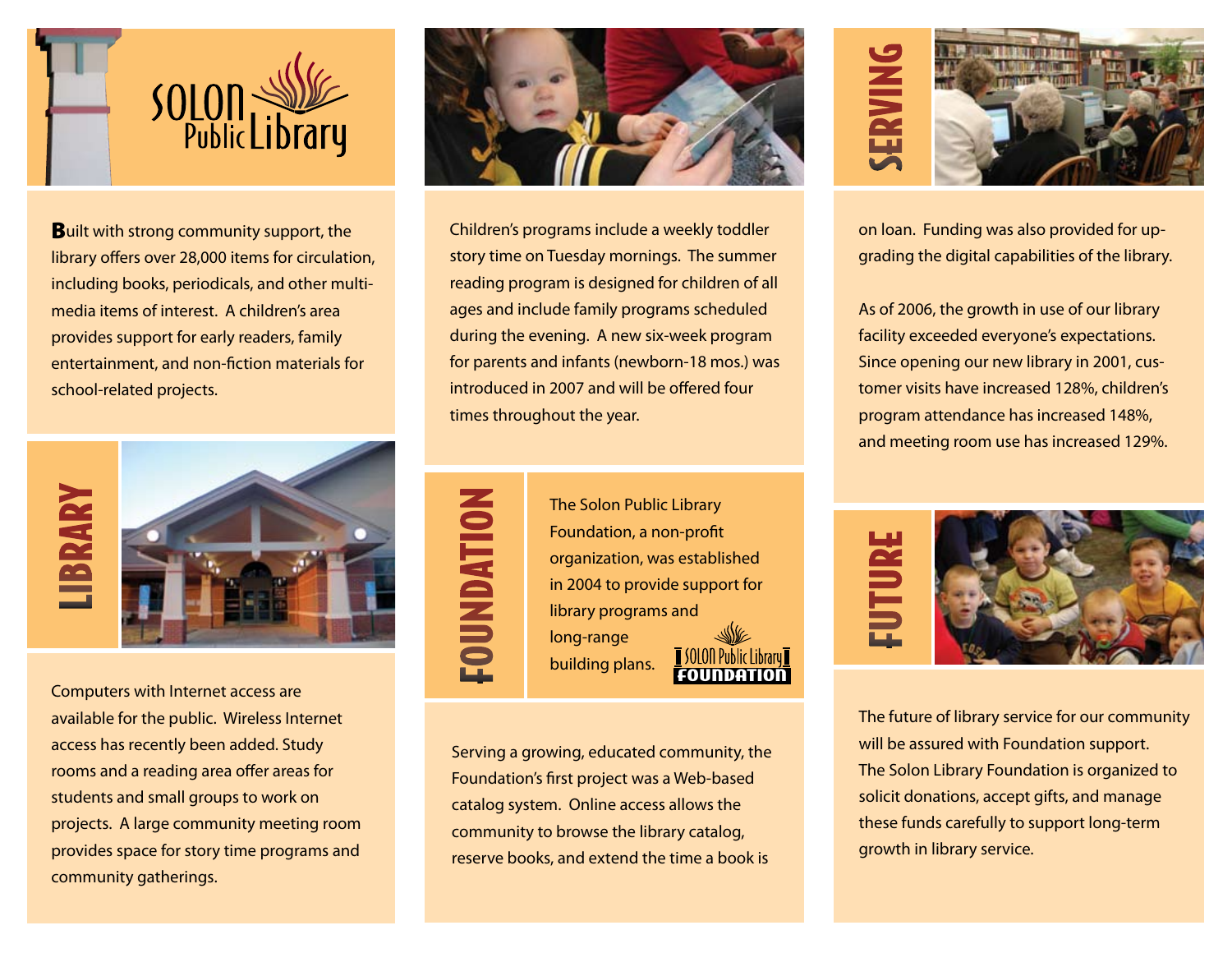# SOLON Public Library

**B**uilt with strong community support, the library offers over 28,000 items for circulation, including books, periodicals, and other multi-media items of interest. A children's area provides support for early readers, family entertainment, and non-fiction materials for school-related projects.

## LIBRARY

Computers with Internet access are available for the public. Wireless Internet access has recently been added. Study rooms and a reading area offer areas for students and small groups to work on projects. A large community meeting room provides space for story time programs and community gatherings.

Children's programs include a weekly toddler story time on Tuesday mornings. The summer reading program is designed for children of all ages and include family programs scheduled during the evening. A new six-week program for parents and infants (newborn-18 mos.) was introduced in 2007 and will be offered four times throughout the year.

## FOUNDATION

The Solon Public Library Foundation, a non-profit organization, was established in 2004 to provide support for library programs and long-range building plans.

SOLON Public Library FOUNDATION

Serving a growing, educated community, the Foundation's first project was a Web-based catalog system. Online access allows the community to browse the library catalog, reserve books, and extend the time a book is on loan. Funding was also provided for up-grading the digital capabilities of the library.

## SERVING

As of 2006, the growth in use of our library facility exceeded everyone's expectations. Since opening our new library in 2001, customer visits have increased 128%, children's program attendance has increased 148%, and meeting room use has increased 129%.

## FUTURE

The future of library service for our community will be assured with Foundation support. The Solon Library Foundation is organized to solicit donations, accept gifts, and manage these funds carefully to support long-term growth in library service.